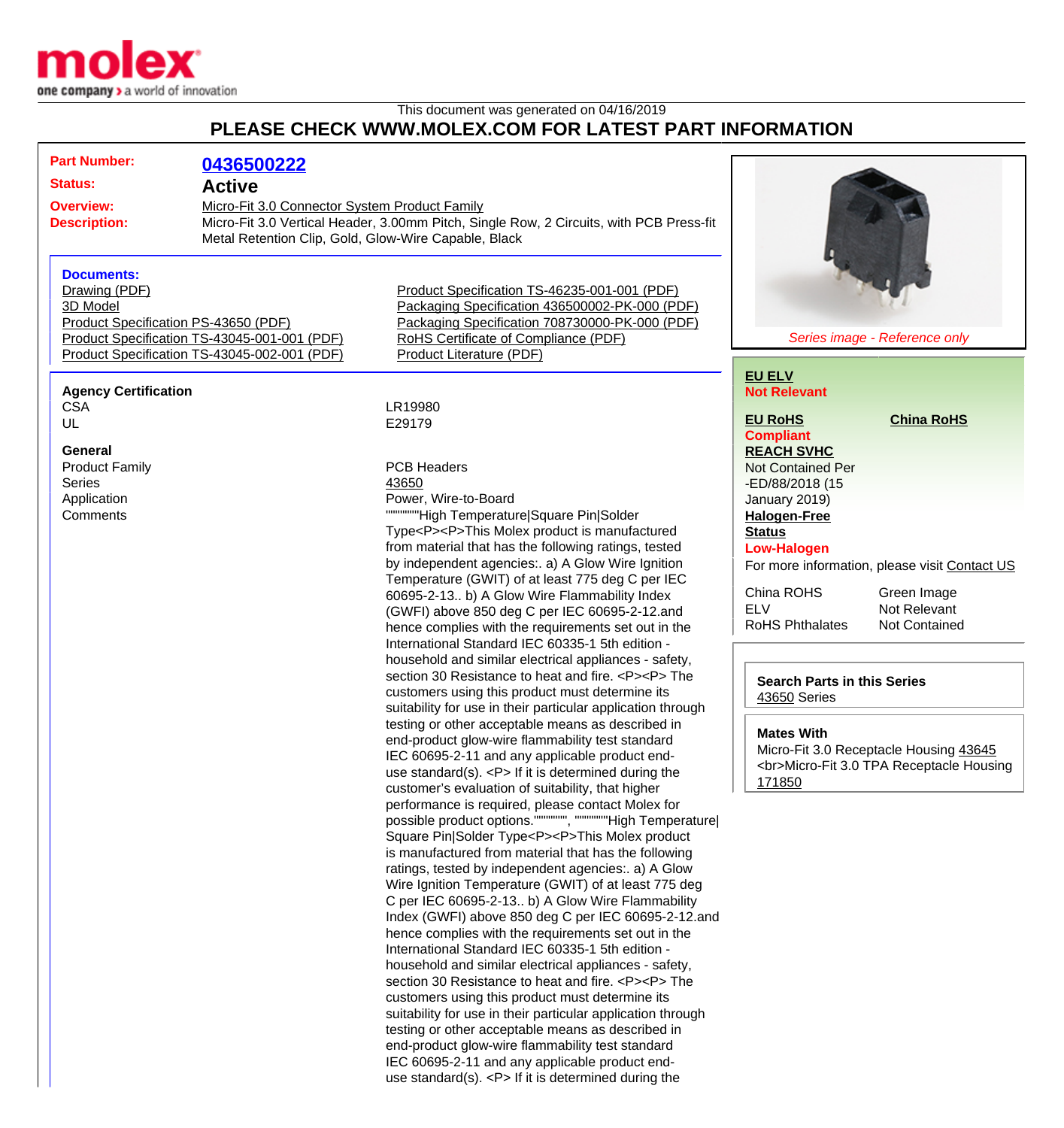This document was generated on 04/16/2019

# PLEASE CHECK WWW.MOLEX.COM FOR LATEST PART INFORMATION

**Part Number:** 0436500222

**Status:** Active

**Overview:** Micro-Fit 3.0 Connector System Product Family

**Description:** Micro-Fit 3.0 Vertical Header, 3.00mm Pitch, Single Row, 2 Circuits, with PCB Press-fit Metal Retention Clip, Gold, Glow-Wire Capable, Black

*Series image - Reference only*

### Documents:

- Drawing (PDF)
- 3D Model
- Product Specification PS-43650 (PDF)
- Product Specification TS-43045-001-001 (PDF)
- Product Specification TS-43045-002-001 (PDF)
- Product Specification TS-46235-001-001 (PDF)
- Packaging Specification 436500002-PK-000 (PDF)
- Packaging Specification 708730000-PK-000 (PDF)
- RoHS Certificate of Compliance (PDF)
- Product Literature (PDF)

### Agency Certification

| | |
|---|---|
| CSA | LR19980 |
| UL | E29179 |

### General

| | |
|---|---|
| Product Family | PCB Headers |
| Series | 43650 |
| Application | Power, Wire-to-Board |
| Comments | """""""""High Temperature\|Square Pin\|Solder Type<P><P>This Molex product is manufactured from material that has the following ratings, tested by independent agencies:. a) A Glow Wire Ignition Temperature (GWIT) of at least 775 deg C per IEC 60695-2-13.. b) A Glow Wire Flammability Index (GWFI) above 850 deg C per IEC 60695-2-12.and hence complies with the requirements set out in the International Standard IEC 60335-1 5th edition - household and similar electrical appliances - safety, section 30 Resistance to heat and fire. <P><P> The customers using this product must determine its suitability for use in their particular application through testing or other acceptable means as described in end-product glow-wire flammability test standard IEC 60695-2-11 and any applicable product end-use standard(s). <P> If it is determined during the customer's evaluation of suitability, that higher performance is required, please contact Molex for possible product options."""""""""", """""""""High Temperature\|Square Pin\|Solder Type<P><P>This Molex product is manufactured from material that has the following ratings, tested by independent agencies:. a) A Glow Wire Ignition Temperature (GWIT) of at least 775 deg C per IEC 60695-2-13.. b) A Glow Wire Flammability Index (GWFI) above 850 deg C per IEC 60695-2-12.and hence complies with the requirements set out in the International Standard IEC 60335-1 5th edition - household and similar electrical appliances - safety, section 30 Resistance to heat and fire. <P><P> The customers using this product must determine its suitability for use in their particular application through testing or other acceptable means as described in end-product glow-wire flammability test standard IEC 60695-2-11 and any applicable product end-use standard(s). <P> If it is determined during the |

**EU ELV**
Not Relevant

**EU RoHS** / **China RoHS**
Compliant

**REACH SVHC**
Not Contained Per -ED/88/2018 (15 January 2019)

**Halogen-Free Status**
Low-Halogen

For more information, please visit Contact US

| | |
|---|---|
| China ROHS | Green Image |
| ELV | Not Relevant |
| RoHS Phthalates | Not Contained |

**Search Parts in this Series**
43650 Series

**Mates With**
Micro-Fit 3.0 Receptacle Housing 43645 <br>Micro-Fit 3.0 TPA Receptacle Housing 171850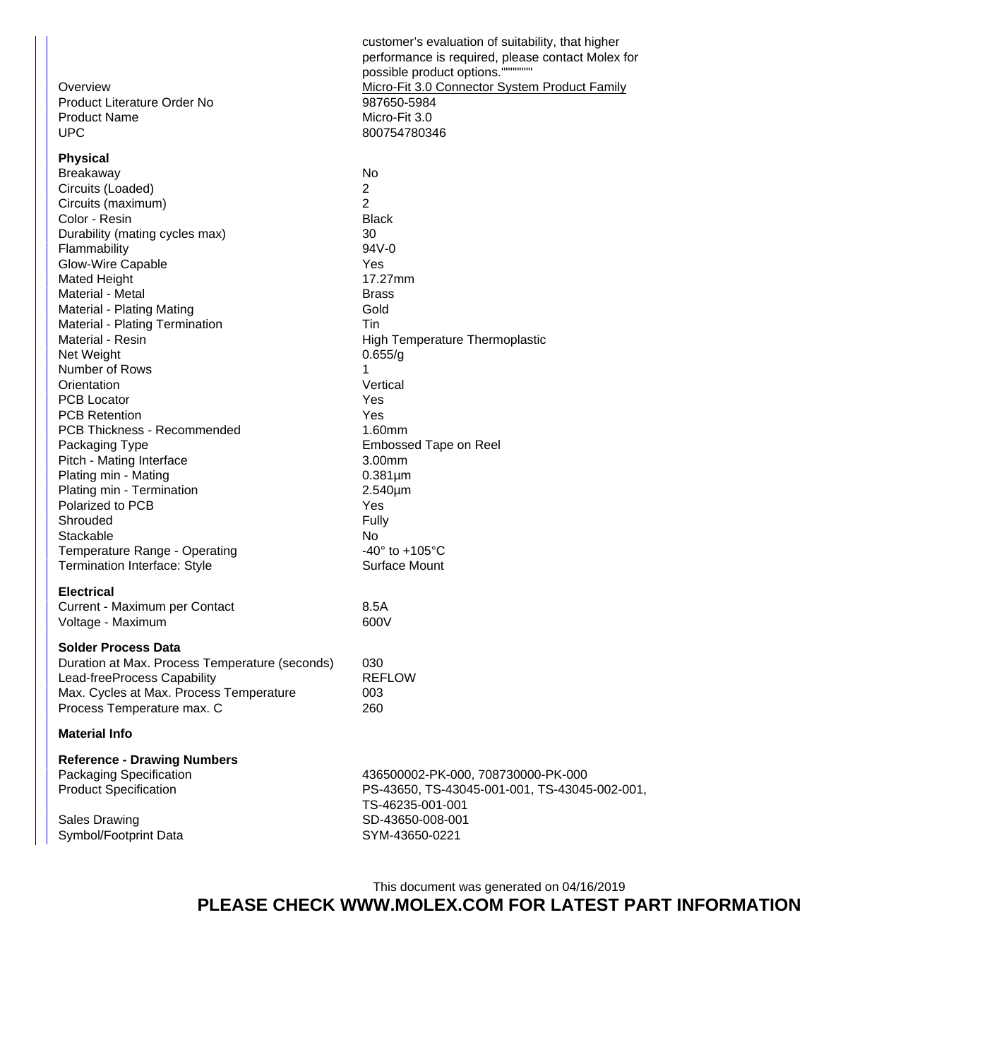| | |
|---|---|
| | customer's evaluation of suitability, that higher performance is required, please contact Molex for possible product options."""""""" |
| Overview | Micro-Fit 3.0 Connector System Product Family |
| Product Literature Order No | 987650-5984 |
| Product Name | Micro-Fit 3.0 |
| UPC | 800754780346 |

**Physical**

| | |
|---|---|
| Breakaway | No |
| Circuits (Loaded) | 2 |
| Circuits (maximum) | 2 |
| Color - Resin | Black |
| Durability (mating cycles max) | 30 |
| Flammability | 94V-0 |
| Glow-Wire Capable | Yes |
| Mated Height | 17.27mm |
| Material - Metal | Brass |
| Material - Plating Mating | Gold |
| Material - Plating Termination | Tin |
| Material - Resin | High Temperature Thermoplastic |
| Net Weight | 0.655/g |
| Number of Rows | 1 |
| Orientation | Vertical |
| PCB Locator | Yes |
| PCB Retention | Yes |
| PCB Thickness - Recommended | 1.60mm |
| Packaging Type | Embossed Tape on Reel |
| Pitch - Mating Interface | 3.00mm |
| Plating min - Mating | 0.381µm |
| Plating min - Termination | 2.540µm |
| Polarized to PCB | Yes |
| Shrouded | Fully |
| Stackable | No |
| Temperature Range - Operating | -40° to +105°C |
| Termination Interface: Style | Surface Mount |

**Electrical**

| | |
|---|---|
| Current - Maximum per Contact | 8.5A |
| Voltage - Maximum | 600V |

**Solder Process Data**

| | |
|---|---|
| Duration at Max. Process Temperature (seconds) | 030 |
| Lead-freeProcess Capability | REFLOW |
| Max. Cycles at Max. Process Temperature | 003 |
| Process Temperature max. C | 260 |

**Material Info**

**Reference - Drawing Numbers**

| | |
|---|---|
| Packaging Specification | 436500002-PK-000, 708730000-PK-000 |
| Product Specification | PS-43650, TS-43045-001-001, TS-43045-002-001, TS-46235-001-001 |
| Sales Drawing | SD-43650-008-001 |
| Symbol/Footprint Data | SYM-43650-0221 |

This document was generated on 04/16/2019

**PLEASE CHECK WWW.MOLEX.COM FOR LATEST PART INFORMATION**